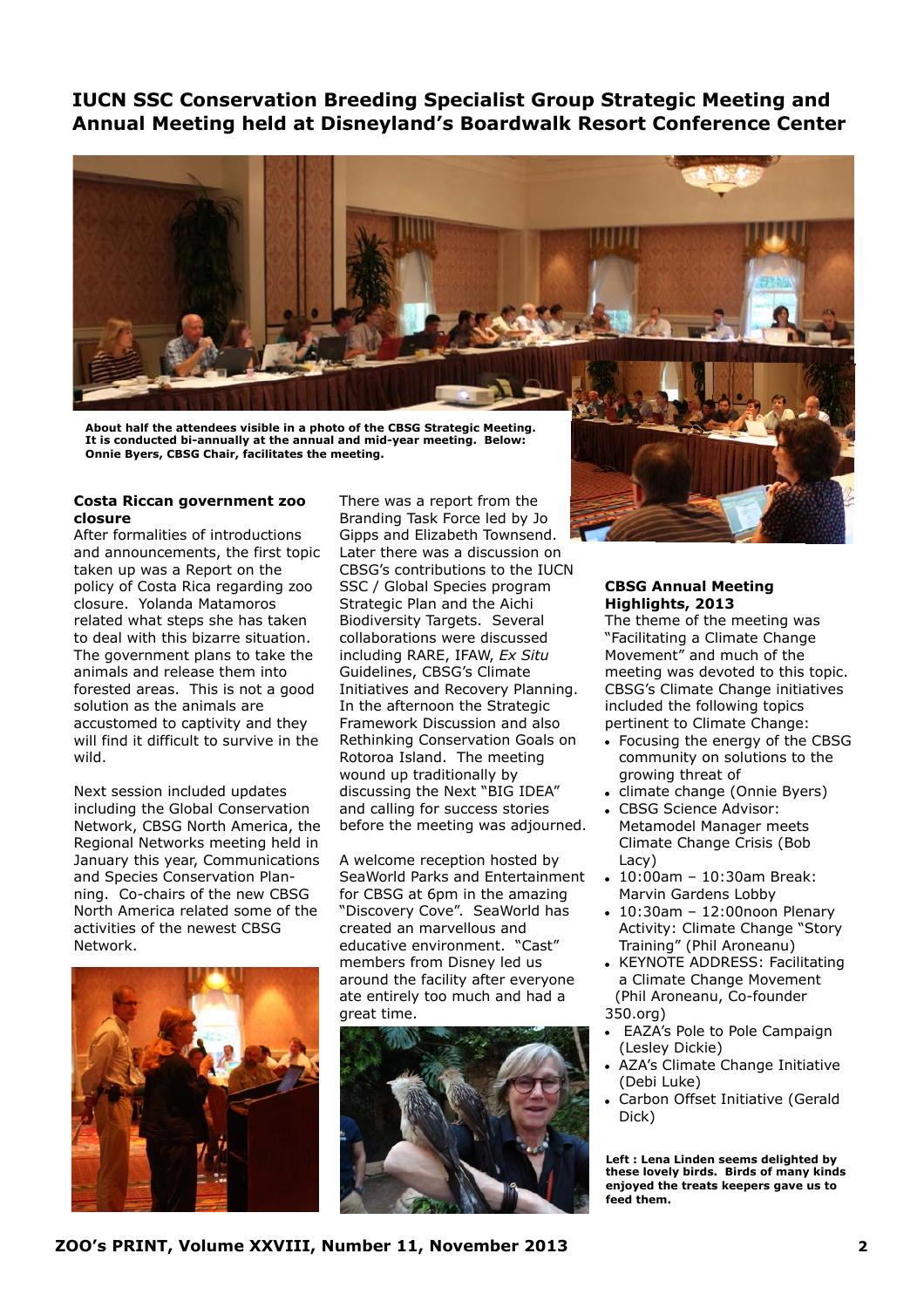# IUCN SSC Conservation Breeding Specialist Group Strategic Meeting and Annual Meeting held at Disneyland's Boardwalk Resort Conference Center

**About half the attendees visible in a photo of the CBSG Strategic Meeting. It is conducted bi-annually at the annual and mid-year meeting. Below: Onnie Byers, CBSG Chair, facilitates the meeting.**

### Costa Riccan government zoo closure

After formalities of introductions and announcements, the first topic taken up was a Report on the policy of Costa Rica regarding zoo closure. Yolanda Matamoros related what steps she has taken to deal with this bizarre situation. The government plans to take the animals and release them into forested areas. This is not a good solution as the animals are accustomed to captivity and they will find it difficult to survive in the wild.

Next session included updates including the Global Conservation Network, CBSG North America, the Regional Networks meeting held in January this year, Communications and Species Conservation Planning. Co-chairs of the new CBSG North America related some of the activities of the newest CBSG Network.

There was a report from the Branding Task Force led by Jo Gipps and Elizabeth Townsend. Later there was a discussion on CBSG's contributions to the IUCN SSC / Global Species program Strategic Plan and the Aichi Biodiversity Targets. Several collaborations were discussed including RARE, IFAW, *Ex Situ* Guidelines, CBSG's Climate Initiatives and Recovery Planning. In the afternoon the Strategic Framework Discussion and also Rethinking Conservation Goals on Rotoroa Island. The meeting wound up traditionally by discussing the Next "BIG IDEA" and calling for success stories before the meeting was adjourned.

A welcome reception hosted by SeaWorld Parks and Entertainment for CBSG at 6pm in the amazing "Discovery Cove". SeaWorld has created an marvellous and educative environment. "Cast" members from Disney led us around the facility after everyone ate entirely too much and had a great time.

### CBSG Annual Meeting Highlights, 2013

The theme of the meeting was "Facilitating a Climate Change Movement" and much of the meeting was devoted to this topic. CBSG's Climate Change initiatives included the following topics pertinent to Climate Change:

- Focusing the energy of the CBSG community on solutions to the growing threat of
- climate change (Onnie Byers)
- CBSG Science Advisor: Metamodel Manager meets Climate Change Crisis (Bob Lacy)
- 10:00am – 10:30am Break: Marvin Gardens Lobby
- 10:30am – 12:00noon Plenary Activity: Climate Change "Story Training" (Phil Aroneanu)
- KEYNOTE ADDRESS: Facilitating a Climate Change Movement (Phil Aroneanu, Co-founder 350.org)
- EAZA's Pole to Pole Campaign (Lesley Dickie)
- AZA's Climate Change Initiative (Debi Luke)
- Carbon Offset Initiative (Gerald Dick)

**Left : Lena Linden seems delighted by these lovely birds. Birds of many kinds enjoyed the treats keepers gave us to feed them.**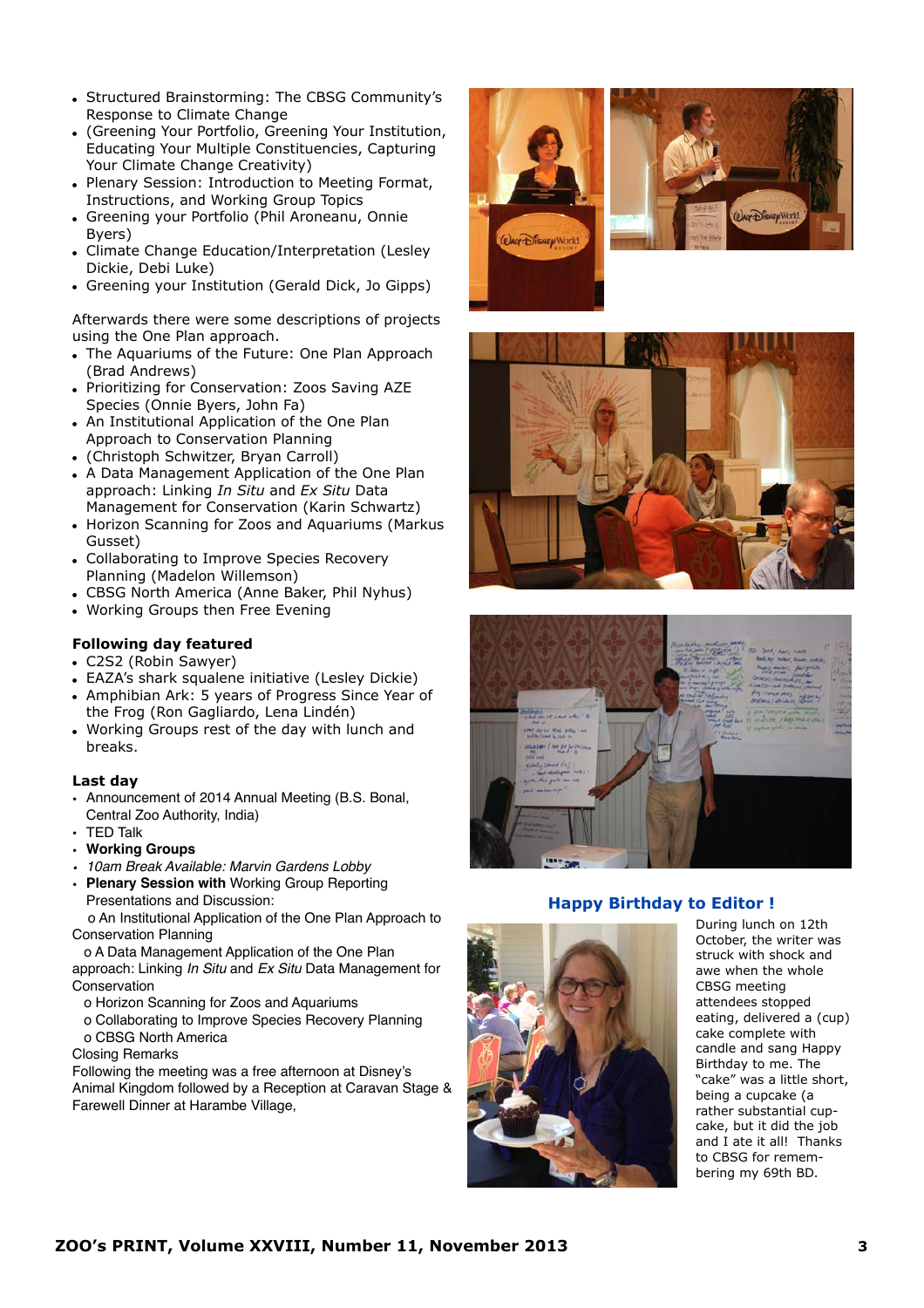- Structured Brainstorming: The CBSG Community's Response to Climate Change
- (Greening Your Portfolio, Greening Your Institution, Educating Your Multiple Constituencies, Capturing Your Climate Change Creativity)
- Plenary Session: Introduction to Meeting Format, Instructions, and Working Group Topics
- Greening your Portfolio (Phil Aroneanu, Onnie Byers)
- Climate Change Education/Interpretation (Lesley Dickie, Debi Luke)
- Greening your Institution (Gerald Dick, Jo Gipps)

Afterwards there were some descriptions of projects using the One Plan approach.

- The Aquariums of the Future: One Plan Approach (Brad Andrews)
- Prioritizing for Conservation: Zoos Saving AZE Species (Onnie Byers, John Fa)
- An Institutional Application of the One Plan Approach to Conservation Planning
- (Christoph Schwitzer, Bryan Carroll)
- A Data Management Application of the One Plan approach: Linking *In Situ* and *Ex Situ* Data Management for Conservation (Karin Schwartz)
- Horizon Scanning for Zoos and Aquariums (Markus Gusset)
- Collaborating to Improve Species Recovery Planning (Madelon Willemson)
- CBSG North America (Anne Baker, Phil Nyhus)
- Working Groups then Free Evening

**Following day featured**

- C2S2 (Robin Sawyer)
- EAZA's shark squalene initiative (Lesley Dickie)
- Amphibian Ark: 5 years of Progress Since Year of the Frog (Ron Gagliardo, Lena Lindén)
- Working Groups rest of the day with lunch and breaks.

**Last day**

- Announcement of 2014 Annual Meeting (B.S. Bonal, Central Zoo Authority, India)
- TED Talk
- **Working Groups**
- *10am Break Available: Marvin Gardens Lobby*
- **Plenary Session with** Working Group Reporting Presentations and Discussion:

o An Institutional Application of the One Plan Approach to Conservation Planning

o A Data Management Application of the One Plan approach: Linking *In Situ* and *Ex Situ* Data Management for Conservation

o Horizon Scanning for Zoos and Aquariums

o Collaborating to Improve Species Recovery Planning

o CBSG North America

Closing Remarks

Following the meeting was a free afternoon at Disney's Animal Kingdom followed by a Reception at Caravan Stage & Farewell Dinner at Harambe Village,

## Happy Birthday to Editor !

During lunch on 12th October, the writer was struck with shock and awe when the whole CBSG meeting attendees stopped eating, delivered a (cup) cake complete with candle and sang Happy Birthday to me. The "cake" was a little short, being a cupcake (a rather substantial cup-cake, but it did the job and I ate it all! Thanks to CBSG for remem-bering my 69th BD.